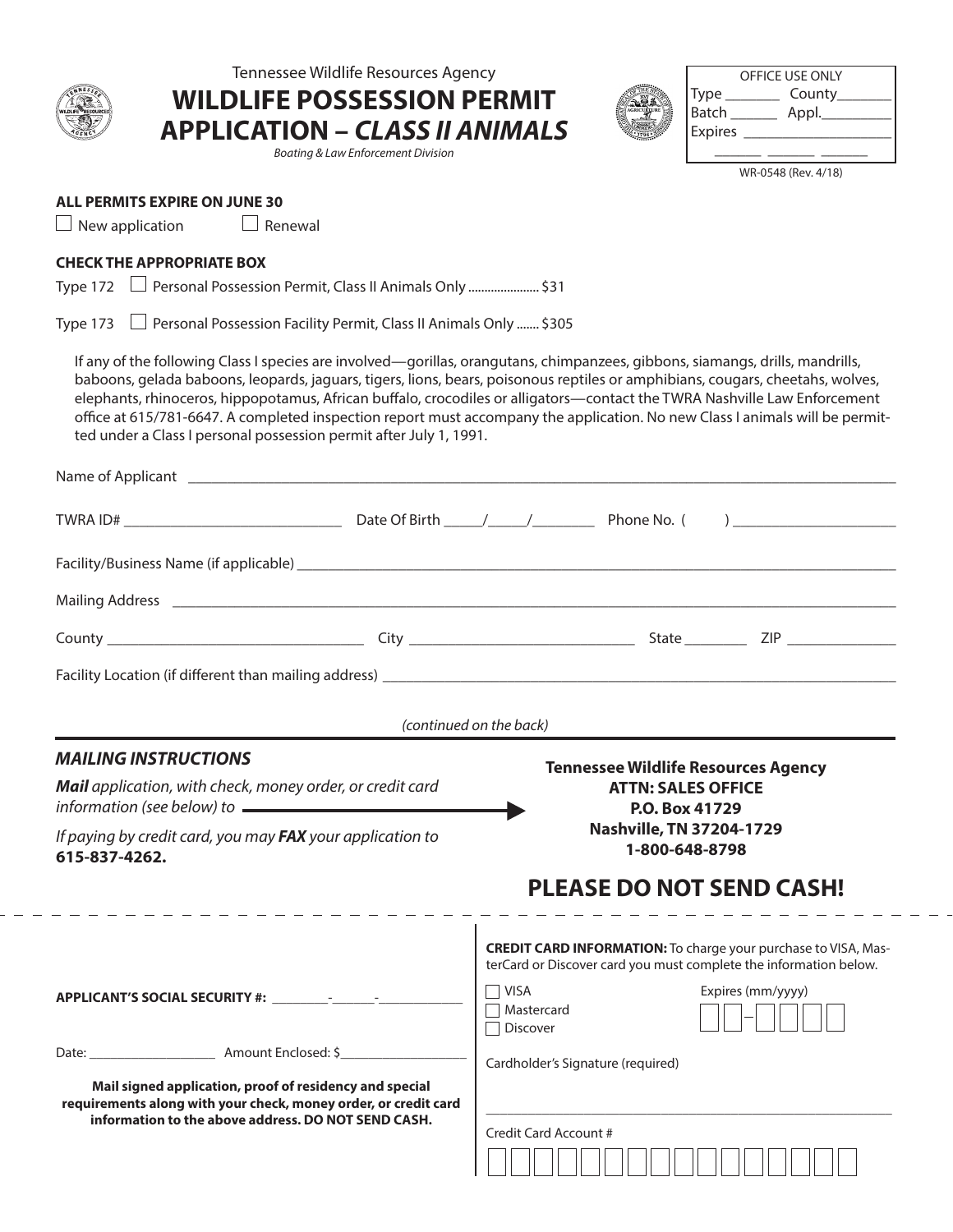Tennessee Wildlife Resources Agency

# WILDLIFE POSSESSION PERMIT APPLICATION – *CLASS II ANIMALS*

*Boating & Law Enforcement Division*

| OFFICE USE ONLY | |
|---|---|
| Type _______ | County_______ |
| Batch ______ | Appl._________ |
| Expires ___________________ | |
| ______ ______ ______ | |

WR-0548 (Rev. 4/18)

**ALL PERMITS EXPIRE ON JUNE 30**

☐ New application ☐ Renewal

**CHECK THE APPROPRIATE BOX**

Type 172 ☐ Personal Possession Permit, Class II Animals Only ..................... $31

Type 173 ☐ Personal Possession Facility Permit, Class II Animals Only ....... $305

If any of the following Class I species are involved—gorillas, orangutans, chimpanzees, gibbons, siamangs, drills, mandrills, baboons, gelada baboons, leopards, jaguars, tigers, lions, bears, poisonous reptiles or amphibians, cougars, cheetahs, wolves, elephants, rhinoceros, hippopotamus, African buffalo, crocodiles or alligators—contact the TWRA Nashville Law Enforcement office at 615/781-6647. A completed inspection report must accompany the application. No new Class I animals will be permitted under a Class I personal possession permit after July 1, 1991.

Name of Applicant ____________________________________________

TWRA ID# ____________________ Date Of Birth _____/_____/________ Phone No. ( ) ____________________

Facility/Business Name (if applicable) ____________________________________________

Mailing Address ____________________________________________

County ______________________ City ______________________ State ________ ZIP ______________

Facility Location (if different than mailing address) ____________________________________________

*(continued on the back)*

## *MAILING INSTRUCTIONS*

***Mail** application, with check, money order, or credit card information (see below) to* →

*If paying by credit card, you may **FAX** your application to* **615-837-4262.**

**Tennessee Wildlife Resources Agency**
**ATTN: SALES OFFICE**
**P.O. Box 41729**
**Nashville, TN 37204-1729**
**1-800-648-8798**

## PLEASE DO NOT SEND CASH!

**APPLICANT'S SOCIAL SECURITY #:** ________-______-____________

Date: __________________ Amount Enclosed: $__________________

**Mail signed application, proof of residency and special requirements along with your check, money order, or credit card information to the above address. DO NOT SEND CASH.**

**CREDIT CARD INFORMATION:** To charge your purchase to VISA, MasterCard or Discover card you must complete the information below.

☐ VISA
☐ Mastercard
☐ Discover

Expires (mm/yyyy) ☐☐–☐☐☐☐

Cardholder's Signature (required)

____________________________________________

Credit Card Account #

☐☐☐☐☐☐☐☐☐☐☐☐☐☐☐☐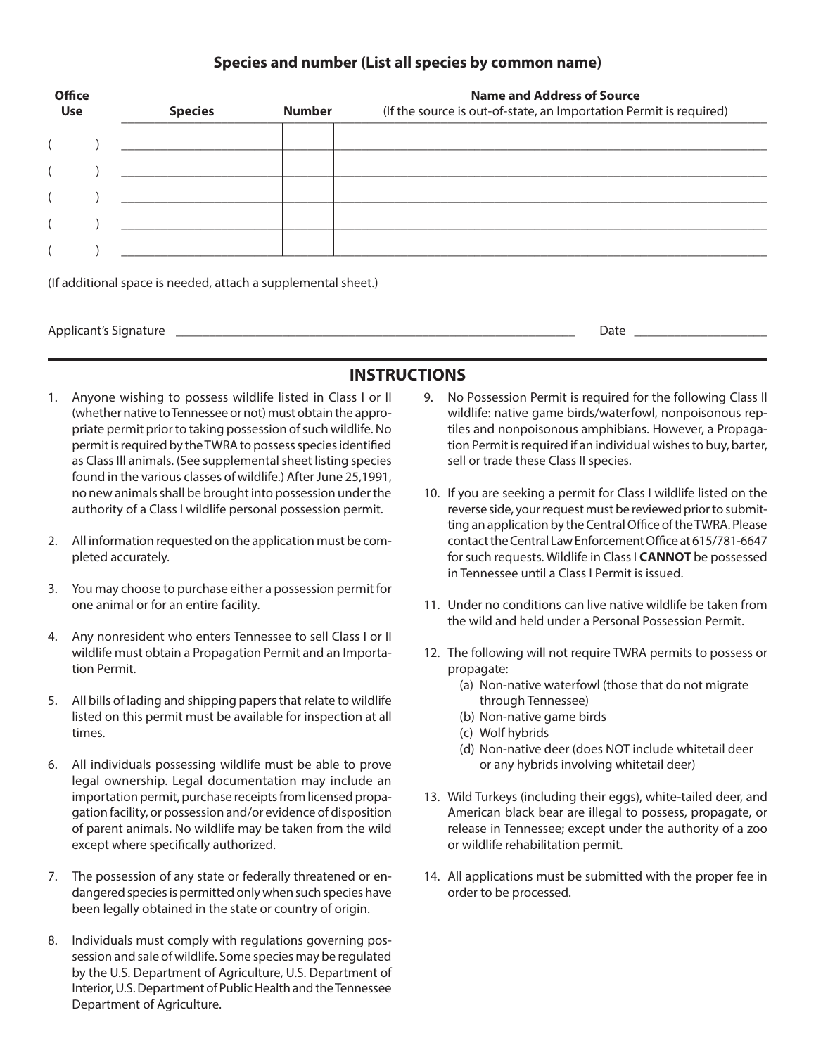**Species and number (List all species by common name)**

| Office Use | Species | Number | Name and Address of Source (If the source is out-of-state, an Importation Permit is required) |
| --- | --- | --- | --- |
| ( ) | | | |
| ( ) | | | |
| ( ) | | | |
| ( ) | | | |
| ( ) | | | |

(If additional space is needed, attach a supplemental sheet.)

Applicant's Signature ______________________________ Date ______________

## INSTRUCTIONS

1. Anyone wishing to possess wildlife listed in Class I or II (whether native to Tennessee or not) must obtain the appropriate permit prior to taking possession of such wildlife. No permit is required by the TWRA to possess species identified as Class III animals. (See supplemental sheet listing species found in the various classes of wildlife.) After June 25,1991, no new animals shall be brought into possession under the authority of a Class I wildlife personal possession permit.

2. All information requested on the application must be completed accurately.

3. You may choose to purchase either a possession permit for one animal or for an entire facility.

4. Any nonresident who enters Tennessee to sell Class I or II wildlife must obtain a Propagation Permit and an Importation Permit.

5. All bills of lading and shipping papers that relate to wildlife listed on this permit must be available for inspection at all times.

6. All individuals possessing wildlife must be able to prove legal ownership. Legal documentation may include an importation permit, purchase receipts from licensed propagation facility, or possession and/or evidence of disposition of parent animals. No wildlife may be taken from the wild except where specifically authorized.

7. The possession of any state or federally threatened or endangered species is permitted only when such species have been legally obtained in the state or country of origin.

8. Individuals must comply with regulations governing possession and sale of wildlife. Some species may be regulated by the U.S. Department of Agriculture, U.S. Department of Interior, U.S. Department of Public Health and the Tennessee Department of Agriculture.

9. No Possession Permit is required for the following Class II wildlife: native game birds/waterfowl, nonpoisonous reptiles and nonpoisonous amphibians. However, a Propagation Permit is required if an individual wishes to buy, barter, sell or trade these Class II species.

10. If you are seeking a permit for Class I wildlife listed on the reverse side, your request must be reviewed prior to submitting an application by the Central Office of the TWRA. Please contact the Central Law Enforcement Office at 615/781-6647 for such requests. Wildlife in Class I **CANNOT** be possessed in Tennessee until a Class I Permit is issued.

11. Under no conditions can live native wildlife be taken from the wild and held under a Personal Possession Permit.

12. The following will not require TWRA permits to possess or propagate:
    (a) Non-native waterfowl (those that do not migrate through Tennessee)
    (b) Non-native game birds
    (c) Wolf hybrids
    (d) Non-native deer (does NOT include whitetail deer or any hybrids involving whitetail deer)

13. Wild Turkeys (including their eggs), white-tailed deer, and American black bear are illegal to possess, propagate, or release in Tennessee; except under the authority of a zoo or wildlife rehabilitation permit.

14. All applications must be submitted with the proper fee in order to be processed.